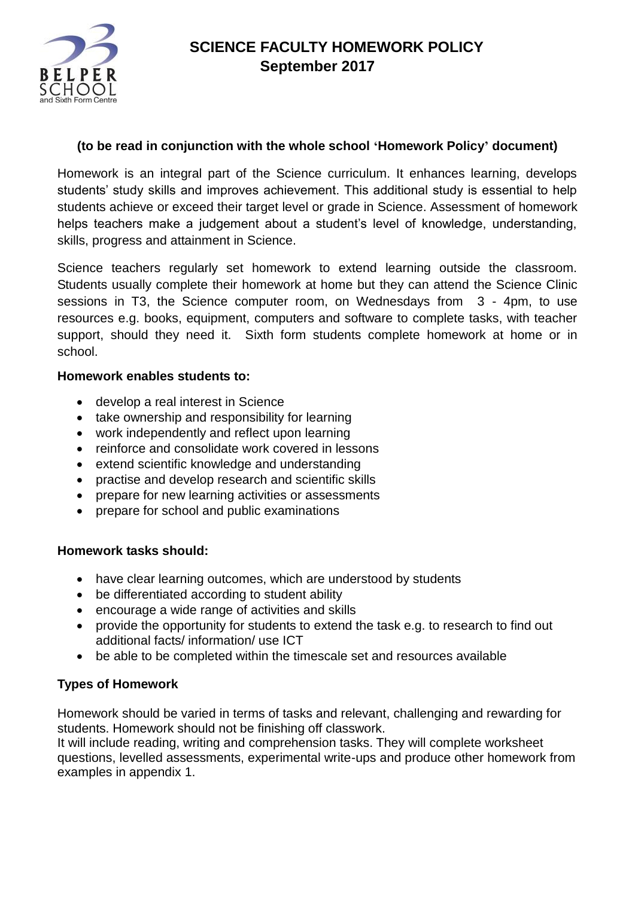# SCIENCE FACULTY HOMEWORK POLICY
## September 2017

**(to be read in conjunction with the whole school 'Homework Policy' document)**

Homework is an integral part of the Science curriculum. It enhances learning, develops students' study skills and improves achievement. This additional study is essential to help students achieve or exceed their target level or grade in Science. Assessment of homework helps teachers make a judgement about a student's level of knowledge, understanding, skills, progress and attainment in Science.

Science teachers regularly set homework to extend learning outside the classroom. Students usually complete their homework at home but they can attend the Science Clinic sessions in T3, the Science computer room, on Wednesdays from 3 - 4pm, to use resources e.g. books, equipment, computers and software to complete tasks, with teacher support, should they need it. Sixth form students complete homework at home or in school.

**Homework enables students to:**

- develop a real interest in Science
- take ownership and responsibility for learning
- work independently and reflect upon learning
- reinforce and consolidate work covered in lessons
- extend scientific knowledge and understanding
- practise and develop research and scientific skills
- prepare for new learning activities or assessments
- prepare for school and public examinations

**Homework tasks should:**

- have clear learning outcomes, which are understood by students
- be differentiated according to student ability
- encourage a wide range of activities and skills
- provide the opportunity for students to extend the task e.g. to research to find out additional facts/ information/ use ICT
- be able to be completed within the timescale set and resources available

**Types of Homework**

Homework should be varied in terms of tasks and relevant, challenging and rewarding for students. Homework should not be finishing off classwork.
It will include reading, writing and comprehension tasks. They will complete worksheet questions, levelled assessments, experimental write-ups and produce other homework from examples in appendix 1.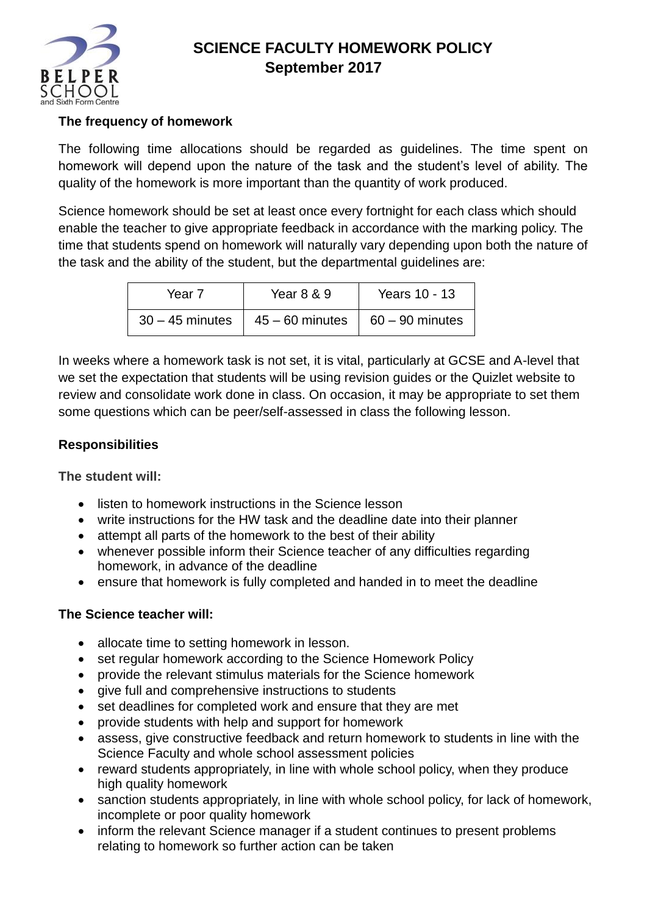# SCIENCE FACULTY HOMEWORK POLICY
## September 2017

**The frequency of homework**

The following time allocations should be regarded as guidelines. The time spent on homework will depend upon the nature of the task and the student's level of ability. The quality of the homework is more important than the quantity of work produced.

Science homework should be set at least once every fortnight for each class which should enable the teacher to give appropriate feedback in accordance with the marking policy. The time that students spend on homework will naturally vary depending upon both the nature of the task and the ability of the student, but the departmental guidelines are:

| Year 7 | Year 8 & 9 | Years 10 - 13 |
|---|---|---|
| 30 – 45 minutes | 45 – 60 minutes | 60 – 90 minutes |

In weeks where a homework task is not set, it is vital, particularly at GCSE and A-level that we set the expectation that students will be using revision guides or the Quizlet website to review and consolidate work done in class. On occasion, it may be appropriate to set them some questions which can be peer/self-assessed in class the following lesson.

**Responsibilities**

**The student will:**

- listen to homework instructions in the Science lesson
- write instructions for the HW task and the deadline date into their planner
- attempt all parts of the homework to the best of their ability
- whenever possible inform their Science teacher of any difficulties regarding homework, in advance of the deadline
- ensure that homework is fully completed and handed in to meet the deadline

**The Science teacher will:**

- allocate time to setting homework in lesson.
- set regular homework according to the Science Homework Policy
- provide the relevant stimulus materials for the Science homework
- give full and comprehensive instructions to students
- set deadlines for completed work and ensure that they are met
- provide students with help and support for homework
- assess, give constructive feedback and return homework to students in line with the Science Faculty and whole school assessment policies
- reward students appropriately, in line with whole school policy, when they produce high quality homework
- sanction students appropriately, in line with whole school policy, for lack of homework, incomplete or poor quality homework
- inform the relevant Science manager if a student continues to present problems relating to homework so further action can be taken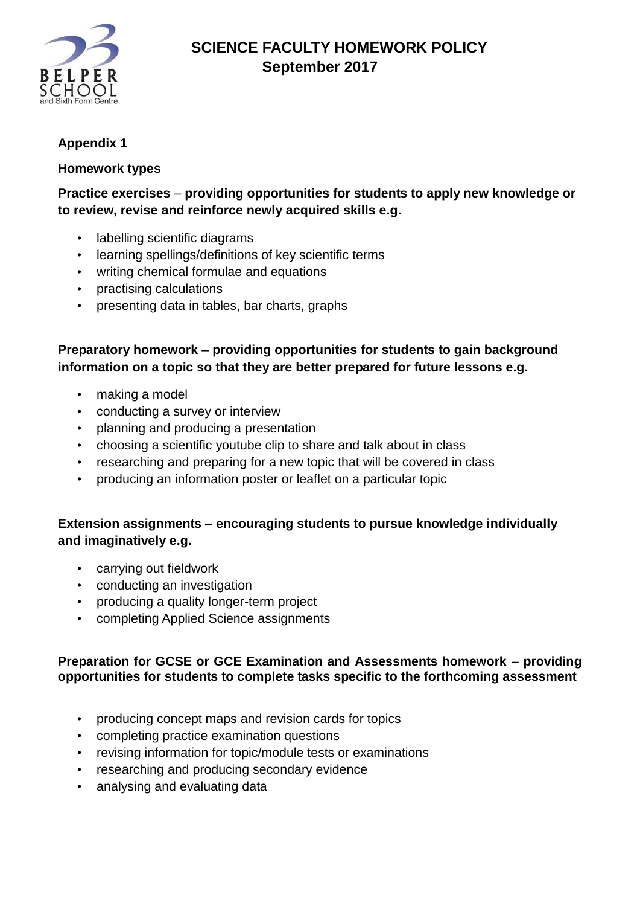# SCIENCE FACULTY HOMEWORK POLICY
## September 2017

**Appendix 1**

**Homework types**

**Practice exercises – providing opportunities for students to apply new knowledge or to review, revise and reinforce newly acquired skills e.g.**

- labelling scientific diagrams
- learning spellings/definitions of key scientific terms
- writing chemical formulae and equations
- practising calculations
- presenting data in tables, bar charts, graphs

**Preparatory homework – providing opportunities for students to gain background information on a topic so that they are better prepared for future lessons e.g.**

- making a model
- conducting a survey or interview
- planning and producing a presentation
- choosing a scientific youtube clip to share and talk about in class
- researching and preparing for a new topic that will be covered in class
- producing an information poster or leaflet on a particular topic

**Extension assignments – encouraging students to pursue knowledge individually and imaginatively e.g.**

- carrying out fieldwork
- conducting an investigation
- producing a quality longer-term project
- completing Applied Science assignments

**Preparation for GCSE or GCE Examination and Assessments homework – providing opportunities for students to complete tasks specific to the forthcoming assessment**

- producing concept maps and revision cards for topics
- completing practice examination questions
- revising information for topic/module tests or examinations
- researching and producing secondary evidence
- analysing and evaluating data